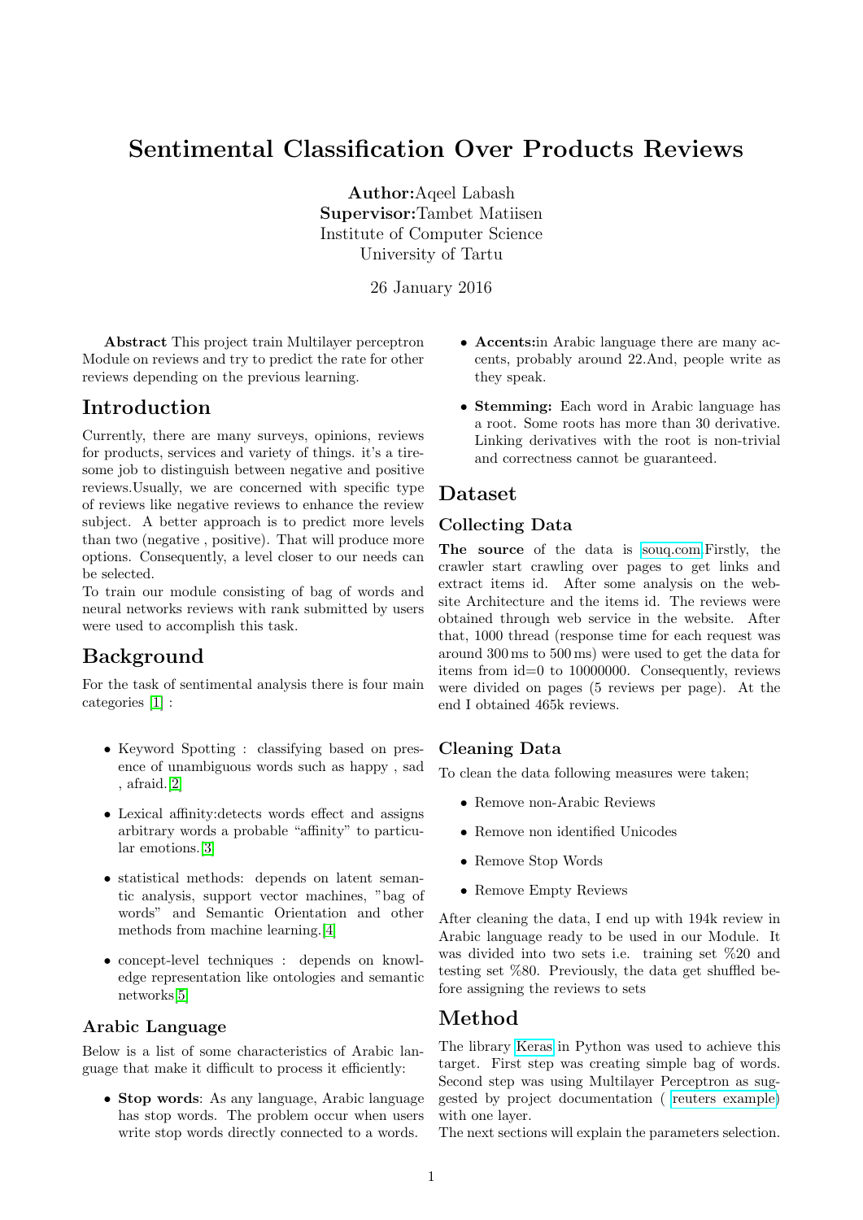# Sentimental Classification Over Products Reviews

**Author:**Aqeel Labash
**Supervisor:**Tambet Matiisen
Institute of Computer Science
University of Tartu

26 January 2016

**Abstract** This project train Multilayer perceptron Module on reviews and try to predict the rate for other reviews depending on the previous learning.

## Introduction

Currently, there are many surveys, opinions, reviews for products, services and variety of things. it's a tiresome job to distinguish between negative and positive reviews.Usually, we are concerned with specific type of reviews like negative reviews to enhance the review subject. A better approach is to predict more levels than two (negative , positive). That will produce more options. Consequently, a level closer to our needs can be selected.
To train our module consisting of bag of words and neural networks reviews with rank submitted by users were used to accomplish this task.

## Background

For the task of sentimental analysis there is four main categories [1] :

- Keyword Spotting : classifying based on presence of unambiguous words such as happy , sad , afraid.[2]
- Lexical affinity:detects words effect and assigns arbitrary words a probable "affinity" to particular emotions.[3]
- statistical methods: depends on latent semantic analysis, support vector machines, "bag of words" and Semantic Orientation and other methods from machine learning.[4]
- concept-level techniques : depends on knowledge representation like ontologies and semantic networks[5]

### Arabic Language

Below is a list of some characteristics of Arabic language that make it difficult to process it efficiently:

- **Stop words**: As any language, Arabic language has stop words. The problem occur when users write stop words directly connected to a words.
- **Accents:**in Arabic language there are many accents, probably around 22.And, people write as they speak.
- **Stemming:** Each word in Arabic language has a root. Some roots has more than 30 derivative. Linking derivatives with the root is non-trivial and correctness cannot be guaranteed.

## Dataset

### Collecting Data

**The source** of the data is souq.com.Firstly, the crawler start crawling over pages to get links and extract items id. After some analysis on the website Architecture and the items id. The reviews were obtained through web service in the website. After that, 1000 thread (response time for each request was around 300 ms to 500 ms) were used to get the data for items from id=0 to 10000000. Consequently, reviews were divided on pages (5 reviews per page). At the end I obtained 465k reviews.

### Cleaning Data

To clean the data following measures were taken;

- Remove non-Arabic Reviews
- Remove non identified Unicodes
- Remove Stop Words
- Remove Empty Reviews

After cleaning the data, I end up with 194k review in Arabic language ready to be used in our Module. It was divided into two sets i.e. training set %20 and testing set %80. Previously, the data get shuffled before assigning the reviews to sets

## Method

The library Keras in Python was used to achieve this target. First step was creating simple bag of words. Second step was using Multilayer Perceptron as suggested by project documentation ( reuters example) with one layer.
The next sections will explain the parameters selection.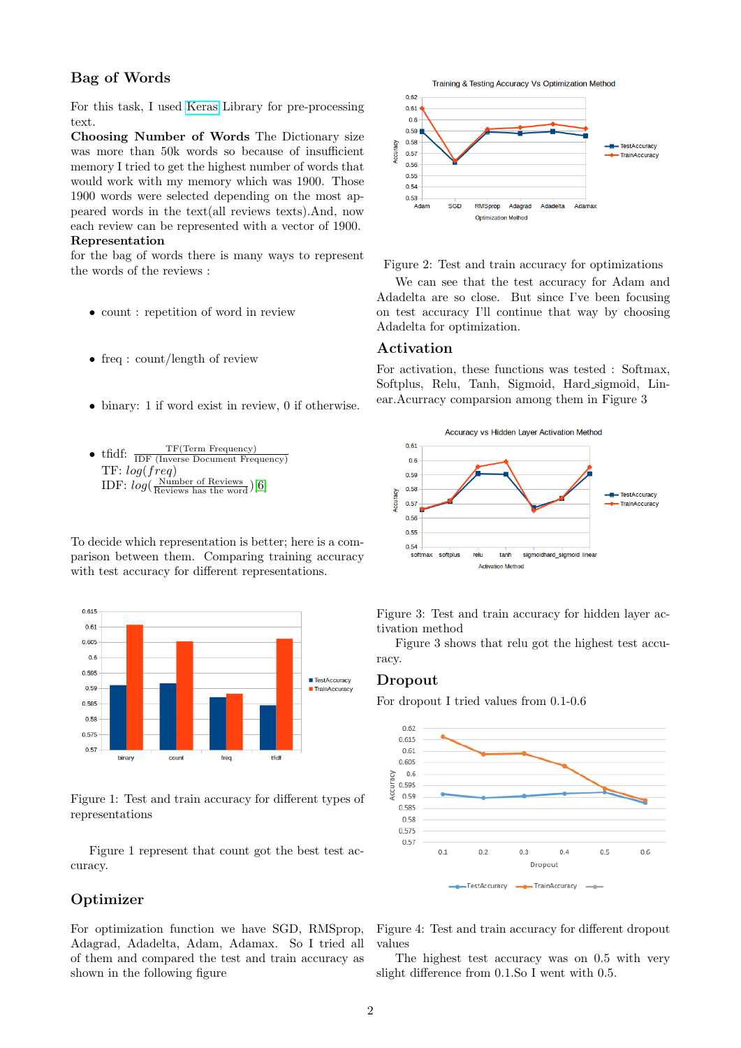## Bag of Words

For this task, I used Keras Library for pre-processing text.

**Choosing Number of Words** The Dictionary size was more than 50k words so because of insufficient memory I tried to get the highest number of words that would work with my memory which was 1900. Those 1900 words were selected depending on the most appeared words in the text(all reviews texts).And, now each review can be represented with a vector of 1900.

**Representation**

for the bag of words there is many ways to represent the words of the reviews :

- count : repetition of word in review
- freq : count/length of review
- binary: 1 if word exist in review, 0 if otherwise.
- tfidf: $\frac{\text{TF(Term Frequency)}}{\text{IDF (Inverse Document Frequency)}}$
  TF: $log(freq)$
  IDF: $log(\frac{\text{Number of Reviews}}{\text{Reviews has the word}})$ [6]

To decide which representation is better; here is a comparison between them. Comparing training accuracy with test accuracy for different representations.

0.615
0.61
0.605
0.6
0.595
0.59
0.585
0.58
0.575
0.57
binary
count
freq
tfidf
TestAccuracy
TrainAccuracy

Figure 1: Test and train accuracy for different types of representations

Figure 1 represent that count got the best test accuracy.

## Optimizer

For optimization function we have SGD, RMSprop, Adagrad, Adadelta, Adam, Adamax. So I tried all of them and compared the test and train accuracy as shown in the following figure

Training & Testing Accuracy Vs Optimization Method
0.62
0.61
0.6
0.59
0.58
0.57
0.56
0.55
0.54
0.53
Accuracy
Adam
SGD
RMSprop
Adagrad
Adadelta
Adamax
Optimization Method
TestAccuracy
TrainAccuracy

Figure 2: Test and train accuracy for optimizations

We can see that the test accuracy for Adam and Adadelta are so close. But since I've been focusing on test accuracy I'll continue that way by choosing Adadelta for optimization.

## Activation

For activation, these functions was tested : Softmax, Softplus, Relu, Tanh, Sigmoid, Hard_sigmoid, Linear.Acurracy comparsion among them in Figure 3

Accuracy vs Hidden Layer Activation Method
0.61
0.6
0.59
0.58
0.57
0.56
0.55
0.54
Accuracy
softmax
softplus
relu
tanh
sigmoid
hard_sigmoid
linear
Activation Method
TestAccuracy
TrainAccuracy

Figure 3: Test and train accuracy for hidden layer activation method

Figure 3 shows that relu got the highest test accuracy.

## Dropout

For dropout I tried values from 0.1-0.6

0.62
0.615
0.61
0.605
0.6
0.595
0.59
0.585
0.58
0.575
0.57
Accuracy
0.1
0.2
0.3
0.4
0.5
0.6
Dropout
TestAccuracy
TrainAccuracy

Figure 4: Test and train accuracy for different dropout values

The highest test accuracy was on 0.5 with very slight difference from 0.1.So I went with 0.5.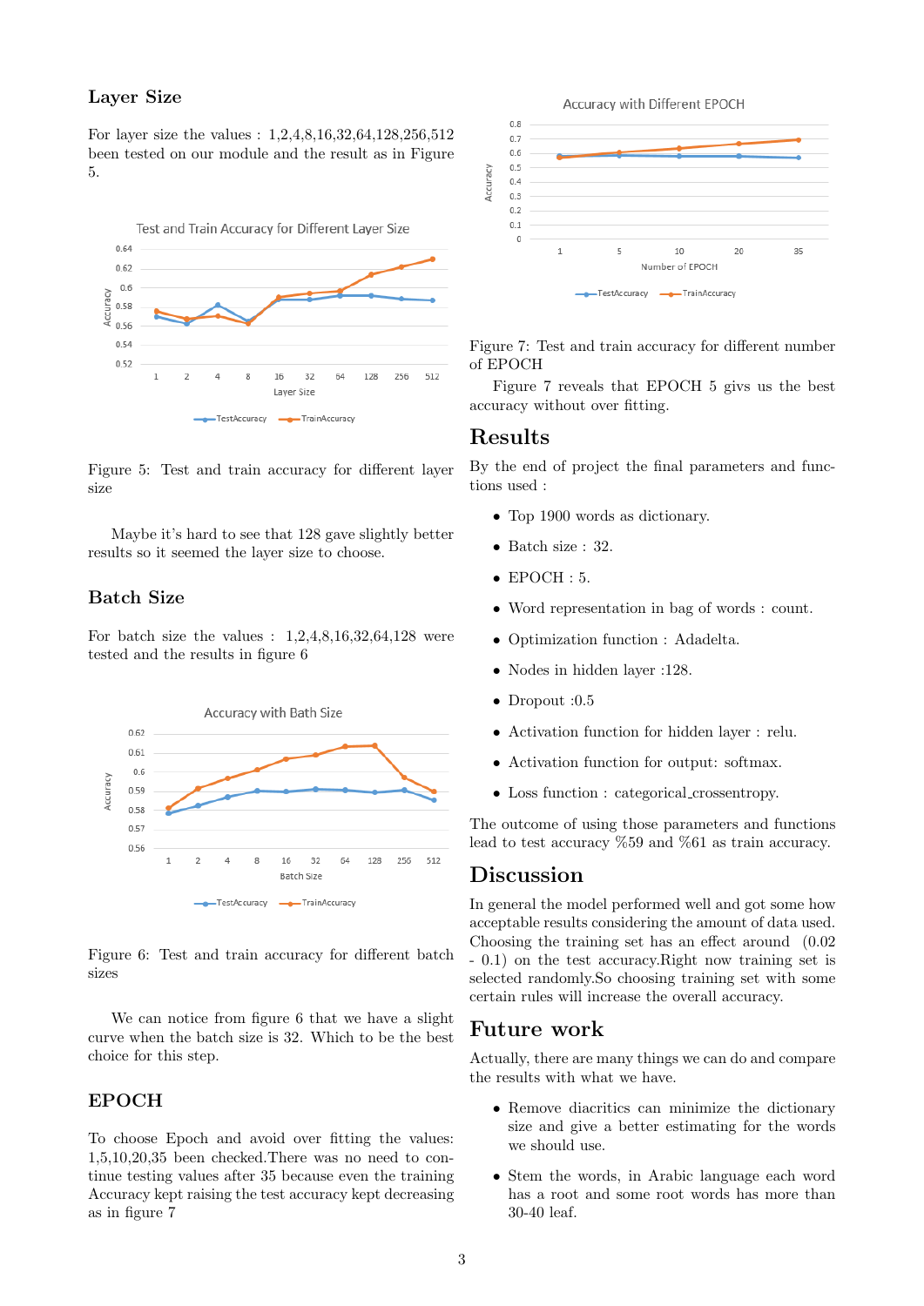## Layer Size

For layer size the values : 1,2,4,8,16,32,64,128,256,512 been tested on our module and the result as in Figure 5.

Test and Train Accuracy for Different Layer Size

0.64
0.62
0.6
0.58
0.56
0.54
0.52

Accuracy

1 2 4 8 16 32 64 128 256 512

Layer Size

TestAccuracy TrainAccuracy

Figure 5: Test and train accuracy for different layer size

Maybe it's hard to see that 128 gave slightly better results so it seemed the layer size to choose.

## Batch Size

For batch size the values : 1,2,4,8,16,32,64,128 were tested and the results in figure 6

Accuracy with Bath Size

0.62
0.61
0.6
0.59
0.58
0.57
0.56

Accuracy

1 2 4 8 16 32 64 128 256 512

Batch Size

TestAccuracy TrainAccuracy

Figure 6: Test and train accuracy for different batch sizes

We can notice from figure 6 that we have a slight curve when the batch size is 32. Which to be the best choice for this step.

## EPOCH

To choose Epoch and avoid over fitting the values: 1,5,10,20,35 been checked.There was no need to continue testing values after 35 because even the training Accuracy kept raising the test accuracy kept decreasing as in figure 7

Accuracy with Different EPOCH

0.8
0.7
0.6
0.5
0.4
0.3
0.2
0.1
0

Accuracy

1 5 10 20 35

Number of EPOCH

TestAccuracy TrainAccuracy

Figure 7: Test and train accuracy for different number of EPOCH

Figure 7 reveals that EPOCH 5 givs us the best accuracy without over fitting.

# Results

By the end of project the final parameters and functions used :

- Top 1900 words as dictionary.
- Batch size : 32.
- EPOCH : 5.
- Word representation in bag of words : count.
- Optimization function : Adadelta.
- Nodes in hidden layer :128.
- Dropout :0.5
- Activation function for hidden layer : relu.
- Activation function for output: softmax.
- Loss function : categorical_crossentropy.

The outcome of using those parameters and functions lead to test accuracy %59 and %61 as train accuracy.

# Discussion

In general the model performed well and got some how acceptable results considering the amount of data used. Choosing the training set has an effect around (0.02 - 0.1) on the test accuracy.Right now training set is selected randomly.So choosing training set with some certain rules will increase the overall accuracy.

# Future work

Actually, there are many things we can do and compare the results with what we have.

- Remove diacritics can minimize the dictionary size and give a better estimating for the words we should use.
- Stem the words, in Arabic language each word has a root and some root words has more than 30-40 leaf.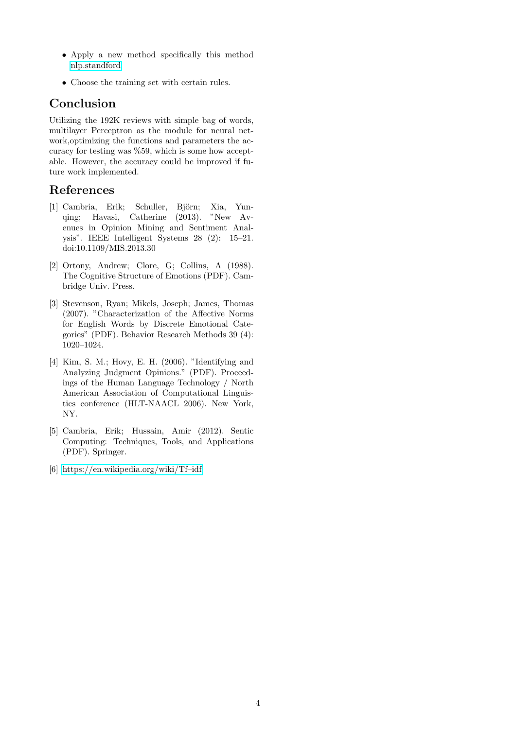- Apply a new method specifically this method nlp.standford
- Choose the training set with certain rules.

## Conclusion

Utilizing the 192K reviews with simple bag of words, multilayer Perceptron as the module for neural network,optimizing the functions and parameters the accuracy for testing was %59, which is some how acceptable. However, the accuracy could be improved if future work implemented.

## References

[1] Cambria, Erik; Schuller, Björn; Xia, Yunqing; Havasi, Catherine (2013). "New Avenues in Opinion Mining and Sentiment Analysis". IEEE Intelligent Systems 28 (2): 15–21. doi:10.1109/MIS.2013.30

[2] Ortony, Andrew; Clore, G; Collins, A (1988). The Cognitive Structure of Emotions (PDF). Cambridge Univ. Press.

[3] Stevenson, Ryan; Mikels, Joseph; James, Thomas (2007). "Characterization of the Affective Norms for English Words by Discrete Emotional Categories" (PDF). Behavior Research Methods 39 (4): 1020–1024.

[4] Kim, S. M.; Hovy, E. H. (2006). "Identifying and Analyzing Judgment Opinions." (PDF). Proceedings of the Human Language Technology / North American Association of Computational Linguistics conference (HLT-NAACL 2006). New York, NY.

[5] Cambria, Erik; Hussain, Amir (2012). Sentic Computing: Techniques, Tools, and Applications (PDF). Springer.

[6] https://en.wikipedia.org/wiki/Tf–idf